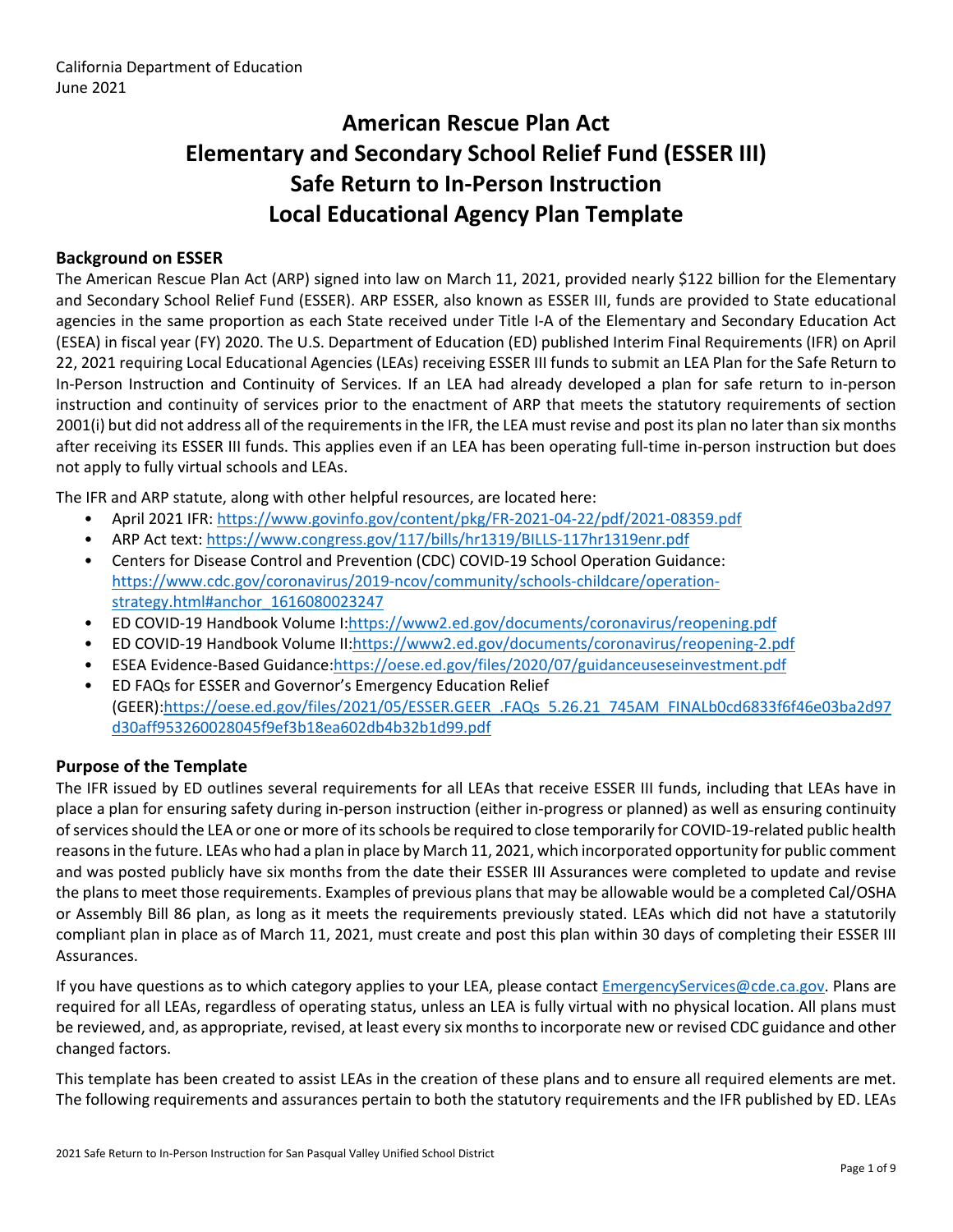California Department of Education
June 2021

# American Rescue Plan Act Elementary and Secondary School Relief Fund (ESSER III) Safe Return to In-Person Instruction Local Educational Agency Plan Template

## Background on ESSER

The American Rescue Plan Act (ARP) signed into law on March 11, 2021, provided nearly $122 billion for the Elementary and Secondary School Relief Fund (ESSER). ARP ESSER, also known as ESSER III, funds are provided to State educational agencies in the same proportion as each State received under Title I-A of the Elementary and Secondary Education Act (ESEA) in fiscal year (FY) 2020. The U.S. Department of Education (ED) published Interim Final Requirements (IFR) on April 22, 2021 requiring Local Educational Agencies (LEAs) receiving ESSER III funds to submit an LEA Plan for the Safe Return to In-Person Instruction and Continuity of Services. If an LEA had already developed a plan for safe return to in-person instruction and continuity of services prior to the enactment of ARP that meets the statutory requirements of section 2001(i) but did not address all of the requirements in the IFR, the LEA must revise and post its plan no later than six months after receiving its ESSER III funds. This applies even if an LEA has been operating full-time in-person instruction but does not apply to fully virtual schools and LEAs.

The IFR and ARP statute, along with other helpful resources, are located here:

- April 2021 IFR: https://www.govinfo.gov/content/pkg/FR-2021-04-22/pdf/2021-08359.pdf
- ARP Act text: https://www.congress.gov/117/bills/hr1319/BILLS-117hr1319enr.pdf
- Centers for Disease Control and Prevention (CDC) COVID-19 School Operation Guidance: https://www.cdc.gov/coronavirus/2019-ncov/community/schools-childcare/operation-strategy.html#anchor_1616080023247
- ED COVID-19 Handbook Volume I:https://www2.ed.gov/documents/coronavirus/reopening.pdf
- ED COVID-19 Handbook Volume II:https://www2.ed.gov/documents/coronavirus/reopening-2.pdf
- ESEA Evidence-Based Guidance:https://oese.ed.gov/files/2020/07/guidanceuseseinvestment.pdf
- ED FAQs for ESSER and Governor's Emergency Education Relief (GEER):https://oese.ed.gov/files/2021/05/ESSER.GEER_.FAQs_5.26.21_745AM_FINALb0cd6833f6f46e03ba2d97d30aff953260028045f9ef3b18ea602db4b32b1d99.pdf

## Purpose of the Template

The IFR issued by ED outlines several requirements for all LEAs that receive ESSER III funds, including that LEAs have in place a plan for ensuring safety during in-person instruction (either in-progress or planned) as well as ensuring continuity of services should the LEA or one or more of its schools be required to close temporarily for COVID-19-related public health reasons in the future. LEAs who had a plan in place by March 11, 2021, which incorporated opportunity for public comment and was posted publicly have six months from the date their ESSER III Assurances were completed to update and revise the plans to meet those requirements. Examples of previous plans that may be allowable would be a completed Cal/OSHA or Assembly Bill 86 plan, as long as it meets the requirements previously stated. LEAs which did not have a statutorily compliant plan in place as of March 11, 2021, must create and post this plan within 30 days of completing their ESSER III Assurances.

If you have questions as to which category applies to your LEA, please contact EmergencyServices@cde.ca.gov. Plans are required for all LEAs, regardless of operating status, unless an LEA is fully virtual with no physical location. All plans must be reviewed, and, as appropriate, revised, at least every six months to incorporate new or revised CDC guidance and other changed factors.

This template has been created to assist LEAs in the creation of these plans and to ensure all required elements are met. The following requirements and assurances pertain to both the statutory requirements and the IFR published by ED. LEAs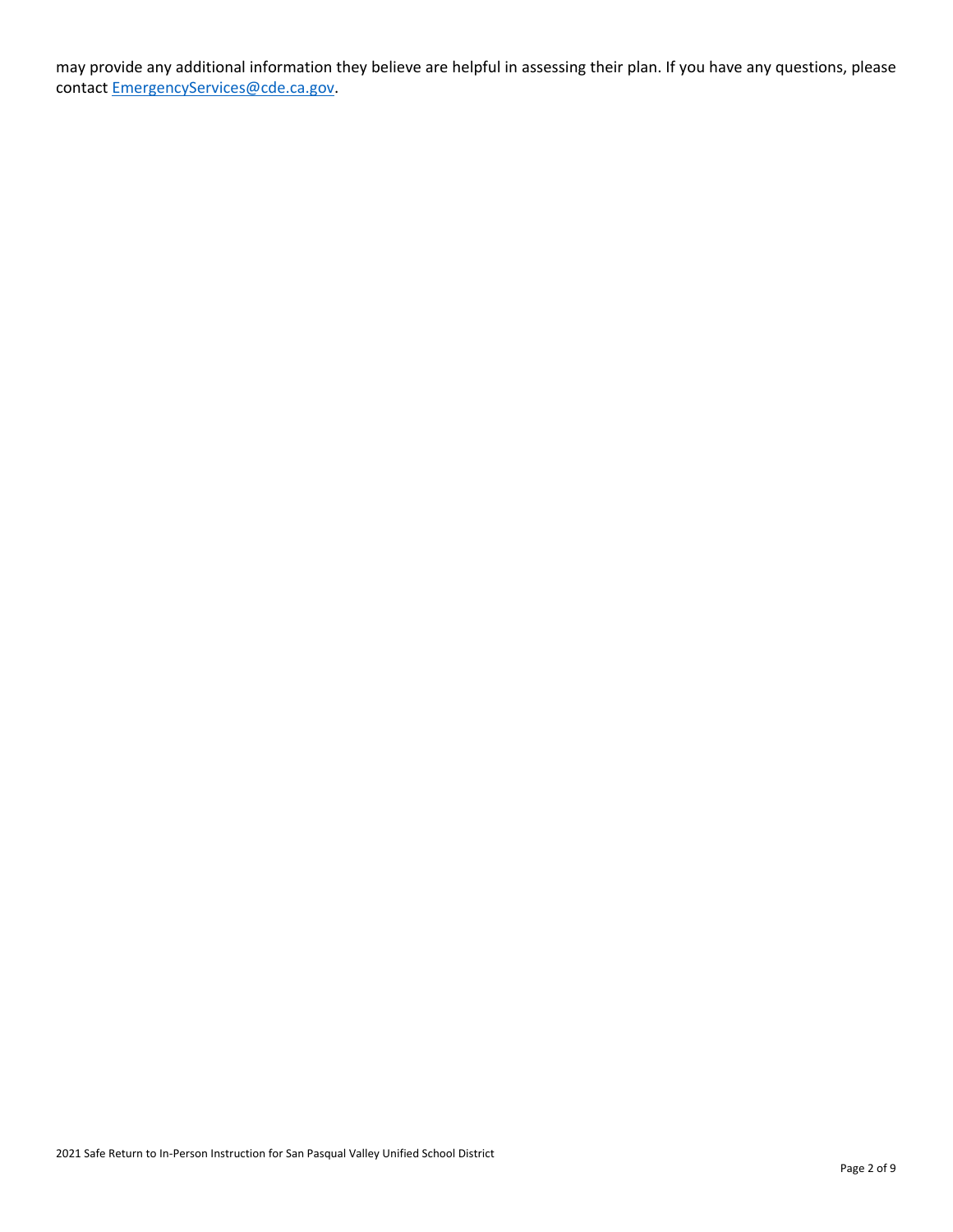may provide any additional information they believe are helpful in assessing their plan. If you have any questions, please contact [EmergencyServices@cde.ca.gov](mailto:EmergencyServices@cde.ca.gov).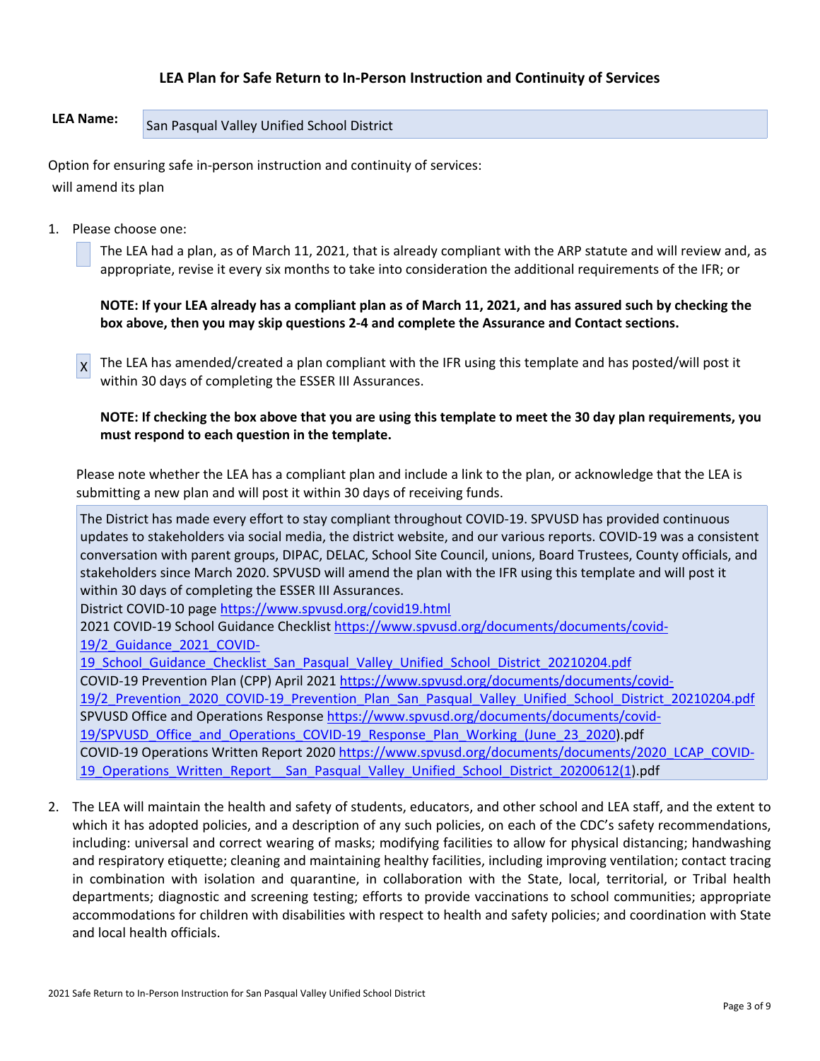## LEA Plan for Safe Return to In-Person Instruction and Continuity of Services

**LEA Name:** San Pasqual Valley Unified School District

Option for ensuring safe in-person instruction and continuity of services:

will amend its plan

1. Please choose one:

   [ ] The LEA had a plan, as of March 11, 2021, that is already compliant with the ARP statute and will review and, as appropriate, revise it every six months to take into consideration the additional requirements of the IFR; or

   **NOTE: If your LEA already has a compliant plan as of March 11, 2021, and has assured such by checking the box above, then you may skip questions 2-4 and complete the Assurance and Contact sections.**

   [X] The LEA has amended/created a plan compliant with the IFR using this template and has posted/will post it within 30 days of completing the ESSER III Assurances.

   **NOTE: If checking the box above that you are using this template to meet the 30 day plan requirements, you must respond to each question in the template.**

   Please note whether the LEA has a compliant plan and include a link to the plan, or acknowledge that the LEA is submitting a new plan and will post it within 30 days of receiving funds.

   The District has made every effort to stay compliant throughout COVID-19. SPVUSD has provided continuous updates to stakeholders via social media, the district website, and our various reports. COVID-19 was a consistent conversation with parent groups, DIPAC, DELAC, School Site Council, unions, Board Trustees, County officials, and stakeholders since March 2020. SPVUSD will amend the plan with the IFR using this template and will post it within 30 days of completing the ESSER III Assurances.
   District COVID-10 page https://www.spvusd.org/covid19.html
   2021 COVID-19 School Guidance Checklist https://www.spvusd.org/documents/documents/covid-19/2_Guidance_2021_COVID-19_School_Guidance_Checklist_San_Pasqual_Valley_Unified_School_District_20210204.pdf
   COVID-19 Prevention Plan (CPP) April 2021 https://www.spvusd.org/documents/documents/covid-19/2_Prevention_2020_COVID-19_Prevention_Plan_San_Pasqual_Valley_Unified_School_District_20210204.pdf
   SPVUSD Office and Operations Response https://www.spvusd.org/documents/documents/covid-19/SPVUSD_Office_and_Operations_COVID-19_Response_Plan_Working_(June_23_2020).pdf
   COVID-19 Operations Written Report 2020 https://www.spvusd.org/documents/documents/2020_LCAP_COVID-19_Operations_Written_Report__San_Pasqual_Valley_Unified_School_District_20200612(1).pdf

2. The LEA will maintain the health and safety of students, educators, and other school and LEA staff, and the extent to which it has adopted policies, and a description of any such policies, on each of the CDC's safety recommendations, including: universal and correct wearing of masks; modifying facilities to allow for physical distancing; handwashing and respiratory etiquette; cleaning and maintaining healthy facilities, including improving ventilation; contact tracing in combination with isolation and quarantine, in collaboration with the State, local, territorial, or Tribal health departments; diagnostic and screening testing; efforts to provide vaccinations to school communities; appropriate accommodations for children with disabilities with respect to health and safety policies; and coordination with State and local health officials.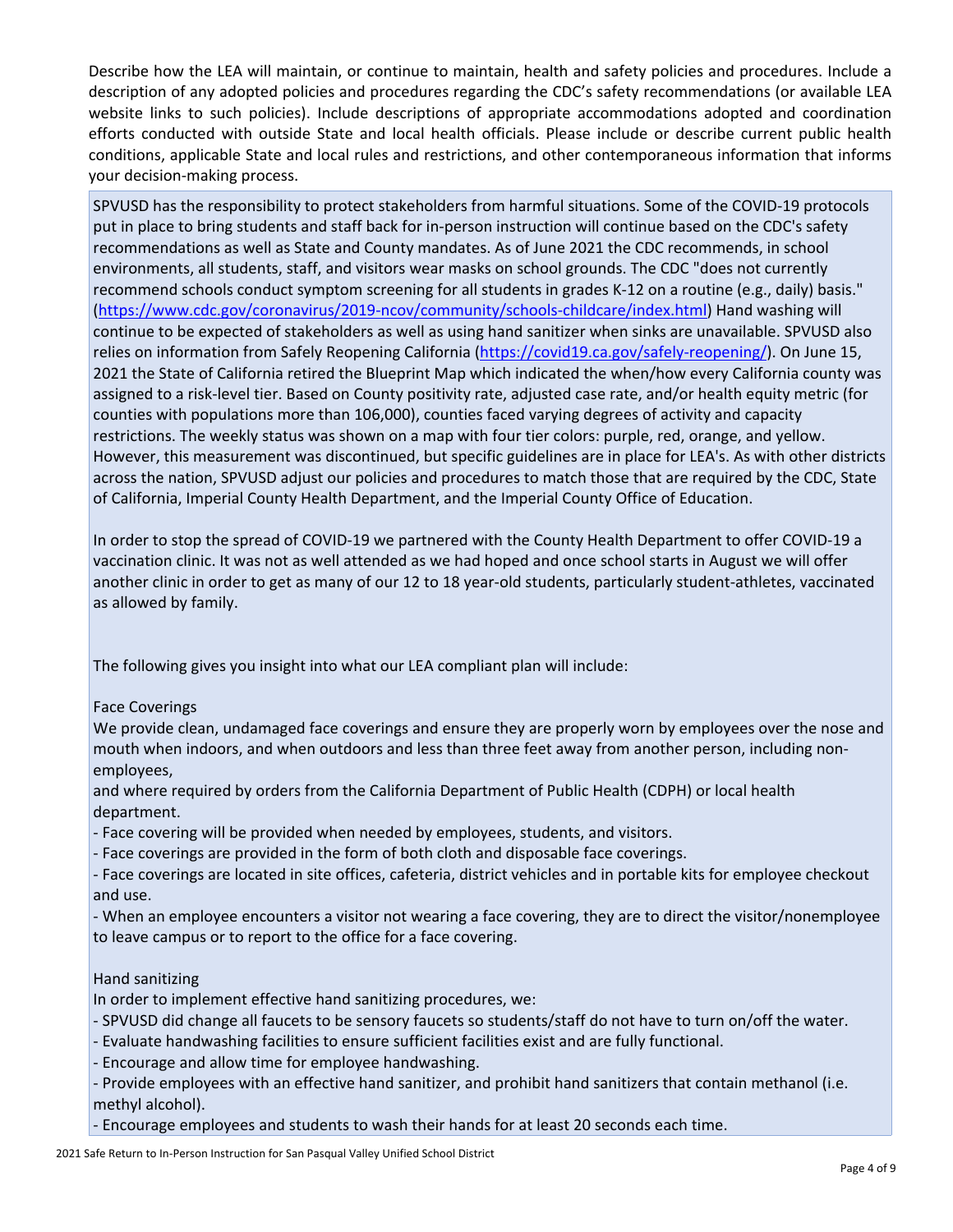Describe how the LEA will maintain, or continue to maintain, health and safety policies and procedures. Include a description of any adopted policies and procedures regarding the CDC's safety recommendations (or available LEA website links to such policies). Include descriptions of appropriate accommodations adopted and coordination efforts conducted with outside State and local health officials. Please include or describe current public health conditions, applicable State and local rules and restrictions, and other contemporaneous information that informs your decision-making process.

SPVUSD has the responsibility to protect stakeholders from harmful situations. Some of the COVID-19 protocols put in place to bring students and staff back for in-person instruction will continue based on the CDC's safety recommendations as well as State and County mandates. As of June 2021 the CDC recommends, in school environments, all students, staff, and visitors wear masks on school grounds. The CDC "does not currently recommend schools conduct symptom screening for all students in grades K-12 on a routine (e.g., daily) basis." (https://www.cdc.gov/coronavirus/2019-ncov/community/schools-childcare/index.html) Hand washing will continue to be expected of stakeholders as well as using hand sanitizer when sinks are unavailable. SPVUSD also relies on information from Safely Reopening California (https://covid19.ca.gov/safely-reopening/). On June 15, 2021 the State of California retired the Blueprint Map which indicated the when/how every California county was assigned to a risk-level tier. Based on County positivity rate, adjusted case rate, and/or health equity metric (for counties with populations more than 106,000), counties faced varying degrees of activity and capacity restrictions. The weekly status was shown on a map with four tier colors: purple, red, orange, and yellow. However, this measurement was discontinued, but specific guidelines are in place for LEA's. As with other districts across the nation, SPVUSD adjust our policies and procedures to match those that are required by the CDC, State of California, Imperial County Health Department, and the Imperial County Office of Education.

In order to stop the spread of COVID-19 we partnered with the County Health Department to offer COVID-19 a vaccination clinic. It was not as well attended as we had hoped and once school starts in August we will offer another clinic in order to get as many of our 12 to 18 year-old students, particularly student-athletes, vaccinated as allowed by family.

The following gives you insight into what our LEA compliant plan will include:

Face Coverings

We provide clean, undamaged face coverings and ensure they are properly worn by employees over the nose and mouth when indoors, and when outdoors and less than three feet away from another person, including non-employees,
and where required by orders from the California Department of Public Health (CDPH) or local health department.

- Face covering will be provided when needed by employees, students, and visitors.
- Face coverings are provided in the form of both cloth and disposable face coverings.
- Face coverings are located in site offices, cafeteria, district vehicles and in portable kits for employee checkout and use.
- When an employee encounters a visitor not wearing a face covering, they are to direct the visitor/nonemployee to leave campus or to report to the office for a face covering.

Hand sanitizing

In order to implement effective hand sanitizing procedures, we:

- SPVUSD did change all faucets to be sensory faucets so students/staff do not have to turn on/off the water.
- Evaluate handwashing facilities to ensure sufficient facilities exist and are fully functional.
- Encourage and allow time for employee handwashing.
- Provide employees with an effective hand sanitizer, and prohibit hand sanitizers that contain methanol (i.e. methyl alcohol).
- Encourage employees and students to wash their hands for at least 20 seconds each time.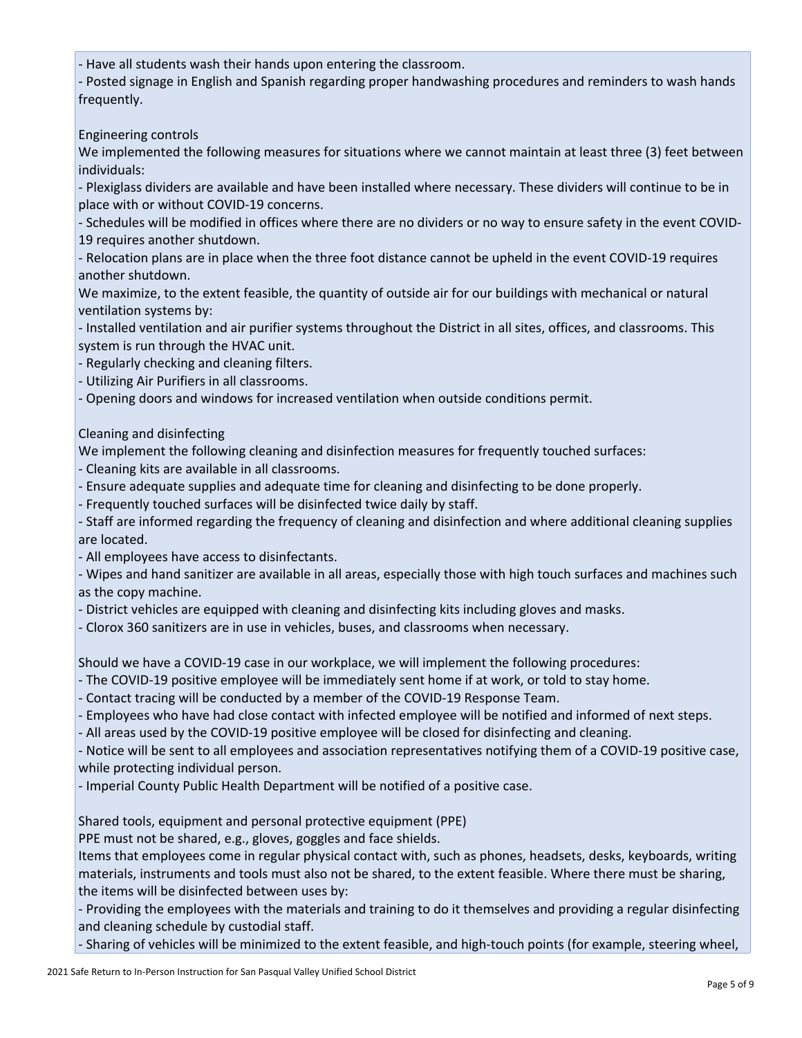- Have all students wash their hands upon entering the classroom.
- Posted signage in English and Spanish regarding proper handwashing procedures and reminders to wash hands frequently.

Engineering controls

We implemented the following measures for situations where we cannot maintain at least three (3) feet between individuals:

- Plexiglass dividers are available and have been installed where necessary. These dividers will continue to be in place with or without COVID-19 concerns.
- Schedules will be modified in offices where there are no dividers or no way to ensure safety in the event COVID-19 requires another shutdown.
- Relocation plans are in place when the three foot distance cannot be upheld in the event COVID-19 requires another shutdown.

We maximize, to the extent feasible, the quantity of outside air for our buildings with mechanical or natural ventilation systems by:

- Installed ventilation and air purifier systems throughout the District in all sites, offices, and classrooms. This system is run through the HVAC unit.
- Regularly checking and cleaning filters.
- Utilizing Air Purifiers in all classrooms.
- Opening doors and windows for increased ventilation when outside conditions permit.

Cleaning and disinfecting

We implement the following cleaning and disinfection measures for frequently touched surfaces:

- Cleaning kits are available in all classrooms.
- Ensure adequate supplies and adequate time for cleaning and disinfecting to be done properly.
- Frequently touched surfaces will be disinfected twice daily by staff.
- Staff are informed regarding the frequency of cleaning and disinfection and where additional cleaning supplies are located.
- All employees have access to disinfectants.
- Wipes and hand sanitizer are available in all areas, especially those with high touch surfaces and machines such as the copy machine.
- District vehicles are equipped with cleaning and disinfecting kits including gloves and masks.
- Clorox 360 sanitizers are in use in vehicles, buses, and classrooms when necessary.

Should we have a COVID-19 case in our workplace, we will implement the following procedures:

- The COVID-19 positive employee will be immediately sent home if at work, or told to stay home.
- Contact tracing will be conducted by a member of the COVID-19 Response Team.
- Employees who have had close contact with infected employee will be notified and informed of next steps.
- All areas used by the COVID-19 positive employee will be closed for disinfecting and cleaning.
- Notice will be sent to all employees and association representatives notifying them of a COVID-19 positive case, while protecting individual person.
- Imperial County Public Health Department will be notified of a positive case.

Shared tools, equipment and personal protective equipment (PPE)

PPE must not be shared, e.g., gloves, goggles and face shields.

Items that employees come in regular physical contact with, such as phones, headsets, desks, keyboards, writing materials, instruments and tools must also not be shared, to the extent feasible. Where there must be sharing, the items will be disinfected between uses by:

- Providing the employees with the materials and training to do it themselves and providing a regular disinfecting and cleaning schedule by custodial staff.
- Sharing of vehicles will be minimized to the extent feasible, and high-touch points (for example, steering wheel,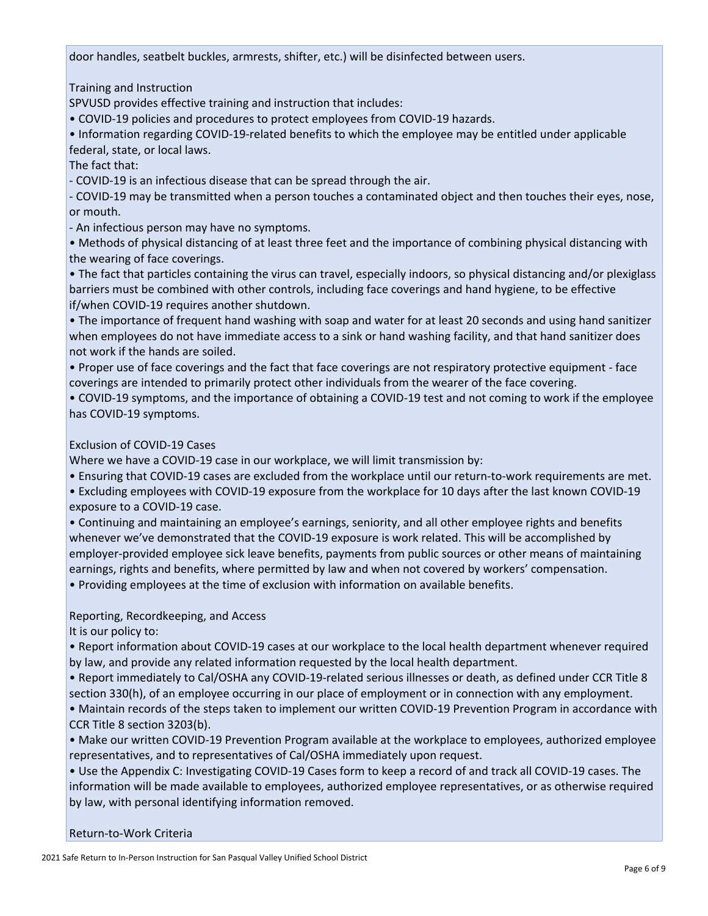door handles, seatbelt buckles, armrests, shifter, etc.) will be disinfected between users.

### Training and Instruction

SPVUSD provides effective training and instruction that includes:

- COVID-19 policies and procedures to protect employees from COVID-19 hazards.
- Information regarding COVID-19-related benefits to which the employee may be entitled under applicable federal, state, or local laws.

The fact that:

- COVID-19 is an infectious disease that can be spread through the air.
- COVID-19 may be transmitted when a person touches a contaminated object and then touches their eyes, nose, or mouth.
- An infectious person may have no symptoms.

- Methods of physical distancing of at least three feet and the importance of combining physical distancing with the wearing of face coverings.
- The fact that particles containing the virus can travel, especially indoors, so physical distancing and/or plexiglass barriers must be combined with other controls, including face coverings and hand hygiene, to be effective if/when COVID-19 requires another shutdown.
- The importance of frequent hand washing with soap and water for at least 20 seconds and using hand sanitizer when employees do not have immediate access to a sink or hand washing facility, and that hand sanitizer does not work if the hands are soiled.
- Proper use of face coverings and the fact that face coverings are not respiratory protective equipment - face coverings are intended to primarily protect other individuals from the wearer of the face covering.
- COVID-19 symptoms, and the importance of obtaining a COVID-19 test and not coming to work if the employee has COVID-19 symptoms.

### Exclusion of COVID-19 Cases

Where we have a COVID-19 case in our workplace, we will limit transmission by:

- Ensuring that COVID-19 cases are excluded from the workplace until our return-to-work requirements are met.
- Excluding employees with COVID-19 exposure from the workplace for 10 days after the last known COVID-19 exposure to a COVID-19 case.
- Continuing and maintaining an employee's earnings, seniority, and all other employee rights and benefits whenever we've demonstrated that the COVID-19 exposure is work related. This will be accomplished by employer-provided employee sick leave benefits, payments from public sources or other means of maintaining earnings, rights and benefits, where permitted by law and when not covered by workers' compensation.
- Providing employees at the time of exclusion with information on available benefits.

### Reporting, Recordkeeping, and Access

It is our policy to:

- Report information about COVID-19 cases at our workplace to the local health department whenever required by law, and provide any related information requested by the local health department.
- Report immediately to Cal/OSHA any COVID-19-related serious illnesses or death, as defined under CCR Title 8 section 330(h), of an employee occurring in our place of employment or in connection with any employment.
- Maintain records of the steps taken to implement our written COVID-19 Prevention Program in accordance with CCR Title 8 section 3203(b).
- Make our written COVID-19 Prevention Program available at the workplace to employees, authorized employee representatives, and to representatives of Cal/OSHA immediately upon request.
- Use the Appendix C: Investigating COVID-19 Cases form to keep a record of and track all COVID-19 cases. The information will be made available to employees, authorized employee representatives, or as otherwise required by law, with personal identifying information removed.

### Return-to-Work Criteria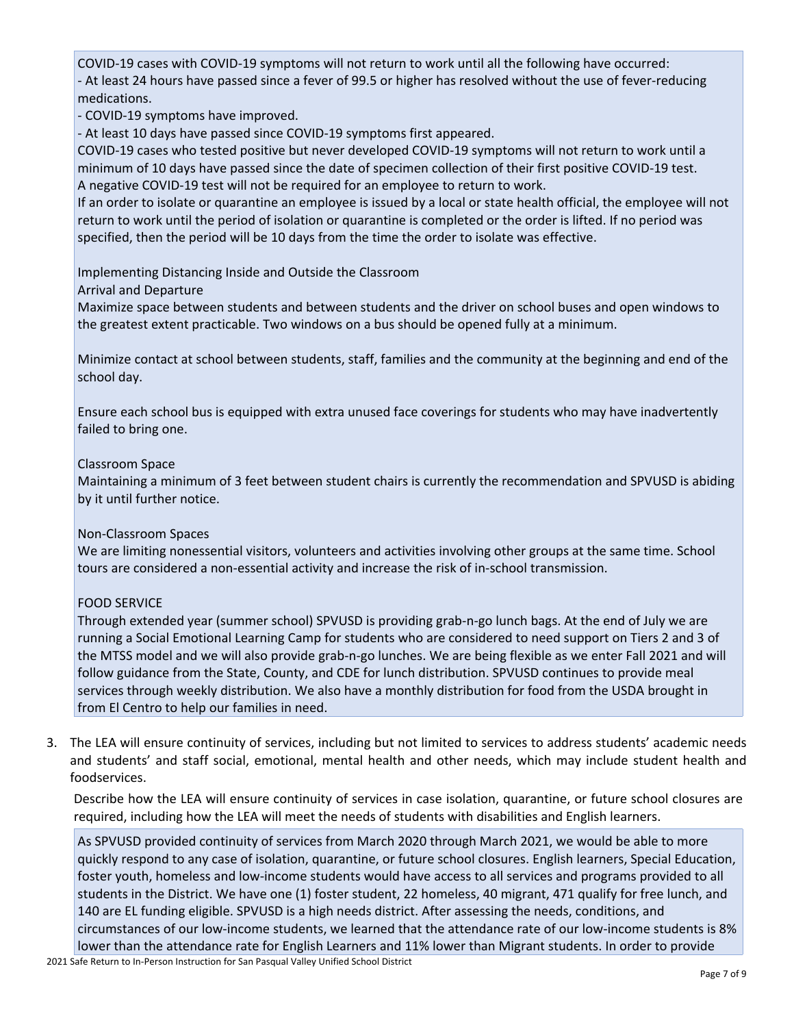COVID-19 cases with COVID-19 symptoms will not return to work until all the following have occurred:
- At least 24 hours have passed since a fever of 99.5 or higher has resolved without the use of fever-reducing medications.
- COVID-19 symptoms have improved.
- At least 10 days have passed since COVID-19 symptoms first appeared.

COVID-19 cases who tested positive but never developed COVID-19 symptoms will not return to work until a minimum of 10 days have passed since the date of specimen collection of their first positive COVID-19 test.
A negative COVID-19 test will not be required for an employee to return to work.
If an order to isolate or quarantine an employee is issued by a local or state health official, the employee will not return to work until the period of isolation or quarantine is completed or the order is lifted. If no period was specified, then the period will be 10 days from the time the order to isolate was effective.

Implementing Distancing Inside and Outside the Classroom
Arrival and Departure
Maximize space between students and between students and the driver on school buses and open windows to the greatest extent practicable. Two windows on a bus should be opened fully at a minimum.

Minimize contact at school between students, staff, families and the community at the beginning and end of the school day.

Ensure each school bus is equipped with extra unused face coverings for students who may have inadvertently failed to bring one.

Classroom Space
Maintaining a minimum of 3 feet between student chairs is currently the recommendation and SPVUSD is abiding by it until further notice.

Non-Classroom Spaces
We are limiting nonessential visitors, volunteers and activities involving other groups at the same time. School tours are considered a non-essential activity and increase the risk of in-school transmission.

FOOD SERVICE
Through extended year (summer school) SPVUSD is providing grab-n-go lunch bags. At the end of July we are running a Social Emotional Learning Camp for students who are considered to need support on Tiers 2 and 3 of the MTSS model and we will also provide grab-n-go lunches. We are being flexible as we enter Fall 2021 and will follow guidance from the State, County, and CDE for lunch distribution. SPVUSD continues to provide meal services through weekly distribution. We also have a monthly distribution for food from the USDA brought in from El Centro to help our families in need.

3. The LEA will ensure continuity of services, including but not limited to services to address students' academic needs and students' and staff social, emotional, mental health and other needs, which may include student health and foodservices.

   Describe how the LEA will ensure continuity of services in case isolation, quarantine, or future school closures are required, including how the LEA will meet the needs of students with disabilities and English learners.

As SPVUSD provided continuity of services from March 2020 through March 2021, we would be able to more quickly respond to any case of isolation, quarantine, or future school closures. English learners, Special Education, foster youth, homeless and low-income students would have access to all services and programs provided to all students in the District. We have one (1) foster student, 22 homeless, 40 migrant, 471 qualify for free lunch, and 140 are EL funding eligible. SPVUSD is a high needs district. After assessing the needs, conditions, and circumstances of our low-income students, we learned that the attendance rate of our low-income students is 8% lower than the attendance rate for English Learners and 11% lower than Migrant students. In order to provide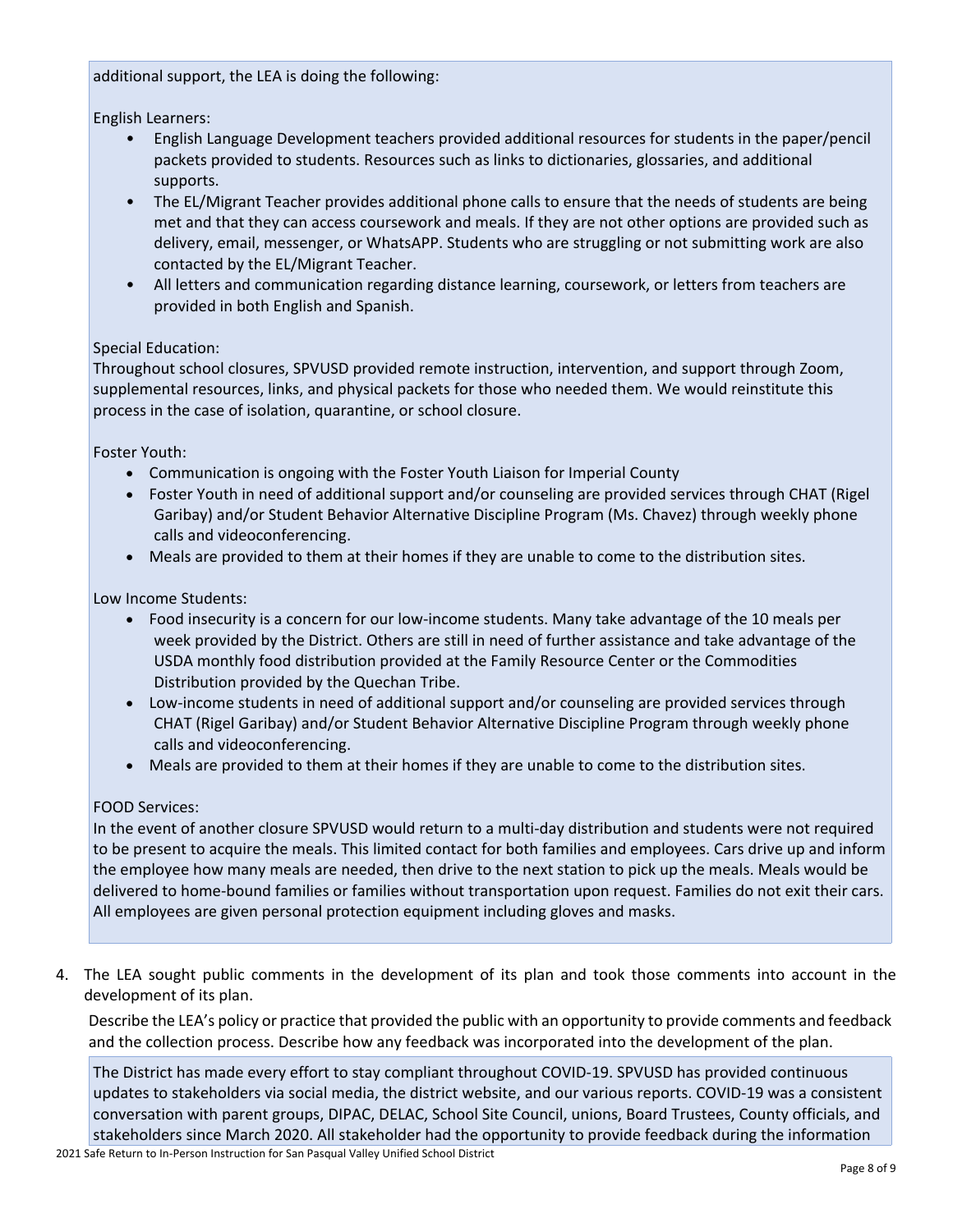additional support, the LEA is doing the following:

English Learners:

- English Language Development teachers provided additional resources for students in the paper/pencil packets provided to students. Resources such as links to dictionaries, glossaries, and additional supports.
- The EL/Migrant Teacher provides additional phone calls to ensure that the needs of students are being met and that they can access coursework and meals. If they are not other options are provided such as delivery, email, messenger, or WhatsAPP. Students who are struggling or not submitting work are also contacted by the EL/Migrant Teacher.
- All letters and communication regarding distance learning, coursework, or letters from teachers are provided in both English and Spanish.

Special Education:
Throughout school closures, SPVUSD provided remote instruction, intervention, and support through Zoom, supplemental resources, links, and physical packets for those who needed them. We would reinstitute this process in the case of isolation, quarantine, or school closure.

Foster Youth:

- Communication is ongoing with the Foster Youth Liaison for Imperial County
- Foster Youth in need of additional support and/or counseling are provided services through CHAT (Rigel Garibay) and/or Student Behavior Alternative Discipline Program (Ms. Chavez) through weekly phone calls and videoconferencing.
- Meals are provided to them at their homes if they are unable to come to the distribution sites.

Low Income Students:

- Food insecurity is a concern for our low-income students. Many take advantage of the 10 meals per week provided by the District. Others are still in need of further assistance and take advantage of the USDA monthly food distribution provided at the Family Resource Center or the Commodities Distribution provided by the Quechan Tribe.
- Low-income students in need of additional support and/or counseling are provided services through CHAT (Rigel Garibay) and/or Student Behavior Alternative Discipline Program through weekly phone calls and videoconferencing.
- Meals are provided to them at their homes if they are unable to come to the distribution sites.

FOOD Services:
In the event of another closure SPVUSD would return to a multi-day distribution and students were not required to be present to acquire the meals. This limited contact for both families and employees. Cars drive up and inform the employee how many meals are needed, then drive to the next station to pick up the meals. Meals would be delivered to home-bound families or families without transportation upon request. Families do not exit their cars. All employees are given personal protection equipment including gloves and masks.

4. The LEA sought public comments in the development of its plan and took those comments into account in the development of its plan.

   Describe the LEA's policy or practice that provided the public with an opportunity to provide comments and feedback and the collection process. Describe how any feedback was incorporated into the development of the plan.

The District has made every effort to stay compliant throughout COVID-19. SPVUSD has provided continuous updates to stakeholders via social media, the district website, and our various reports. COVID-19 was a consistent conversation with parent groups, DIPAC, DELAC, School Site Council, unions, Board Trustees, County officials, and stakeholders since March 2020. All stakeholder had the opportunity to provide feedback during the information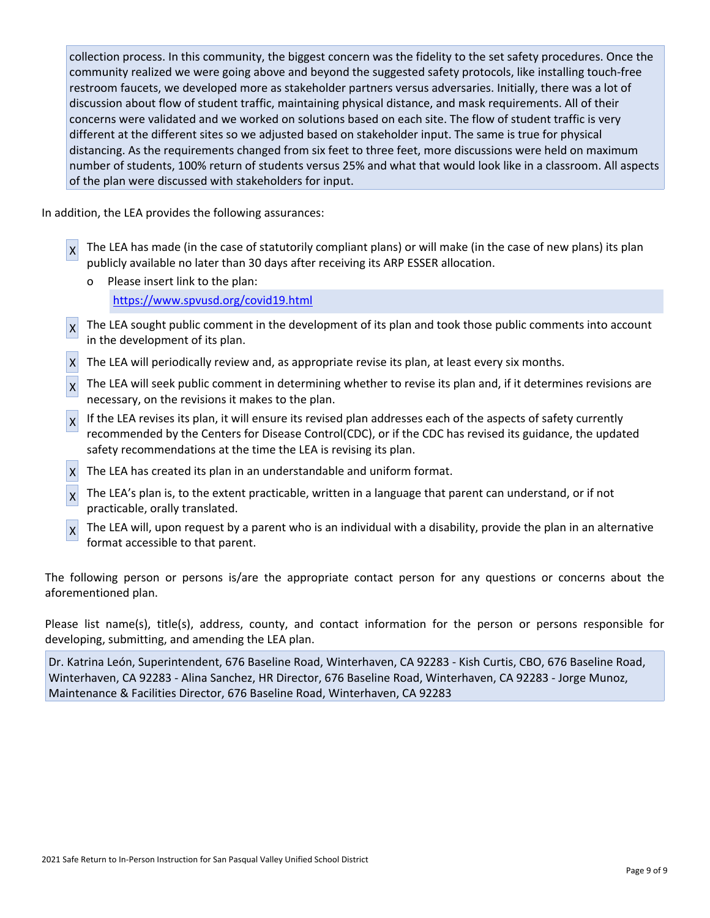collection process. In this community, the biggest concern was the fidelity to the set safety procedures. Once the community realized we were going above and beyond the suggested safety protocols, like installing touch-free restroom faucets, we developed more as stakeholder partners versus adversaries. Initially, there was a lot of discussion about flow of student traffic, maintaining physical distance, and mask requirements. All of their concerns were validated and we worked on solutions based on each site. The flow of student traffic is very different at the different sites so we adjusted based on stakeholder input. The same is true for physical distancing. As the requirements changed from six feet to three feet, more discussions were held on maximum number of students, 100% return of students versus 25% and what that would look like in a classroom. All aspects of the plan were discussed with stakeholders for input.

In addition, the LEA provides the following assurances:

- X The LEA has made (in the case of statutorily compliant plans) or will make (in the case of new plans) its plan publicly available no later than 30 days after receiving its ARP ESSER allocation.
  - Please insert link to the plan:

    https://www.spvusd.org/covid19.html
- X The LEA sought public comment in the development of its plan and took those public comments into account in the development of its plan.
- X The LEA will periodically review and, as appropriate revise its plan, at least every six months.
- X The LEA will seek public comment in determining whether to revise its plan and, if it determines revisions are necessary, on the revisions it makes to the plan.
- X If the LEA revises its plan, it will ensure its revised plan addresses each of the aspects of safety currently recommended by the Centers for Disease Control(CDC), or if the CDC has revised its guidance, the updated safety recommendations at the time the LEA is revising its plan.
- X The LEA has created its plan in an understandable and uniform format.
- X The LEA's plan is, to the extent practicable, written in a language that parent can understand, or if not practicable, orally translated.
- X The LEA will, upon request by a parent who is an individual with a disability, provide the plan in an alternative format accessible to that parent.

The following person or persons is/are the appropriate contact person for any questions or concerns about the aforementioned plan.

Please list name(s), title(s), address, county, and contact information for the person or persons responsible for developing, submitting, and amending the LEA plan.

Dr. Katrina León, Superintendent, 676 Baseline Road, Winterhaven, CA 92283 - Kish Curtis, CBO, 676 Baseline Road, Winterhaven, CA 92283 - Alina Sanchez, HR Director, 676 Baseline Road, Winterhaven, CA 92283 - Jorge Munoz, Maintenance & Facilities Director, 676 Baseline Road, Winterhaven, CA 92283